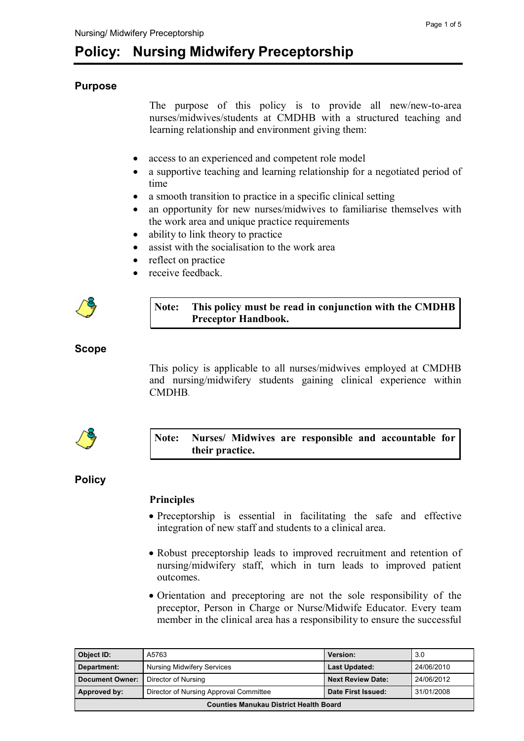# Policy: Nursing Midwifery Preceptorship

## Purpose

The purpose of this policy is to provide all new/new-to-area nurses/midwives/students at CMDHB with a structured teaching and learning relationship and environment giving them:

- access to an experienced and competent role model
- a supportive teaching and learning relationship for a negotiated period of time
- a smooth transition to practice in a specific clinical setting
- an opportunity for new nurses/midwives to familiarise themselves with the work area and unique practice requirements
- ability to link theory to practice
- assist with the socialisation to the work area
- reflect on practice
- receive feedback.

> **Note: This policy must be read in conjunction with the CMDHB Preceptor Handbook.**

## Scope

This policy is applicable to all nurses/midwives employed at CMDHB and nursing/midwifery students gaining clinical experience within CMDHB.

> **Note: Nurses/ Midwives are responsible and accountable for their practice.**

## Policy

### Principles

- Preceptorship is essential in facilitating the safe and effective integration of new staff and students to a clinical area.
- Robust preceptorship leads to improved recruitment and retention of nursing/midwifery staff, which in turn leads to improved patient outcomes.
- Orientation and preceptoring are not the sole responsibility of the preceptor, Person in Charge or Nurse/Midwife Educator. Every team member in the clinical area has a responsibility to ensure the successful

| Object ID: | A5763 | Version: | 3.0 |
|---|---|---|---|
| Department: | Nursing Midwifery Services | Last Updated: | 24/06/2010 |
| Document Owner: | Director of Nursing | Next Review Date: | 24/06/2012 |
| Approved by: | Director of Nursing Approval Committee | Date First Issued: | 31/01/2008 |
| Counties Manukau District Health Board | | | |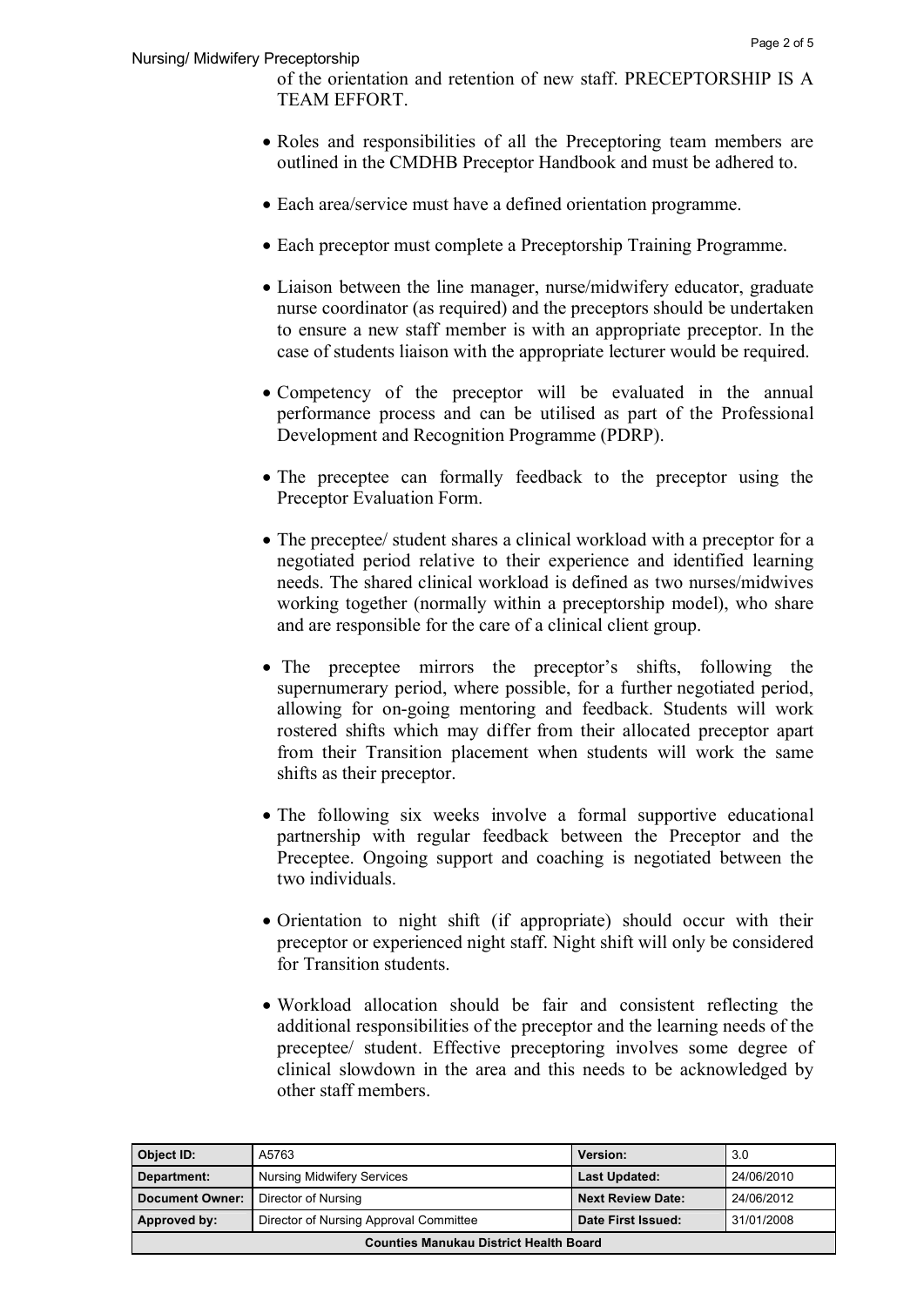of the orientation and retention of new staff. PRECEPTORSHIP IS A TEAM EFFORT.

- Roles and responsibilities of all the Preceptoring team members are outlined in the CMDHB Preceptor Handbook and must be adhered to.
- Each area/service must have a defined orientation programme.
- Each preceptor must complete a Preceptorship Training Programme.
- Liaison between the line manager, nurse/midwifery educator, graduate nurse coordinator (as required) and the preceptors should be undertaken to ensure a new staff member is with an appropriate preceptor. In the case of students liaison with the appropriate lecturer would be required.
- Competency of the preceptor will be evaluated in the annual performance process and can be utilised as part of the Professional Development and Recognition Programme (PDRP).
- The preceptee can formally feedback to the preceptor using the Preceptor Evaluation Form.
- The preceptee/ student shares a clinical workload with a preceptor for a negotiated period relative to their experience and identified learning needs. The shared clinical workload is defined as two nurses/midwives working together (normally within a preceptorship model), who share and are responsible for the care of a clinical client group.
- The preceptee mirrors the preceptor's shifts, following the supernumerary period, where possible, for a further negotiated period, allowing for on-going mentoring and feedback. Students will work rostered shifts which may differ from their allocated preceptor apart from their Transition placement when students will work the same shifts as their preceptor.
- The following six weeks involve a formal supportive educational partnership with regular feedback between the Preceptor and the Preceptee. Ongoing support and coaching is negotiated between the two individuals.
- Orientation to night shift (if appropriate) should occur with their preceptor or experienced night staff. Night shift will only be considered for Transition students.
- Workload allocation should be fair and consistent reflecting the additional responsibilities of the preceptor and the learning needs of the preceptee/ student. Effective preceptoring involves some degree of clinical slowdown in the area and this needs to be acknowledged by other staff members.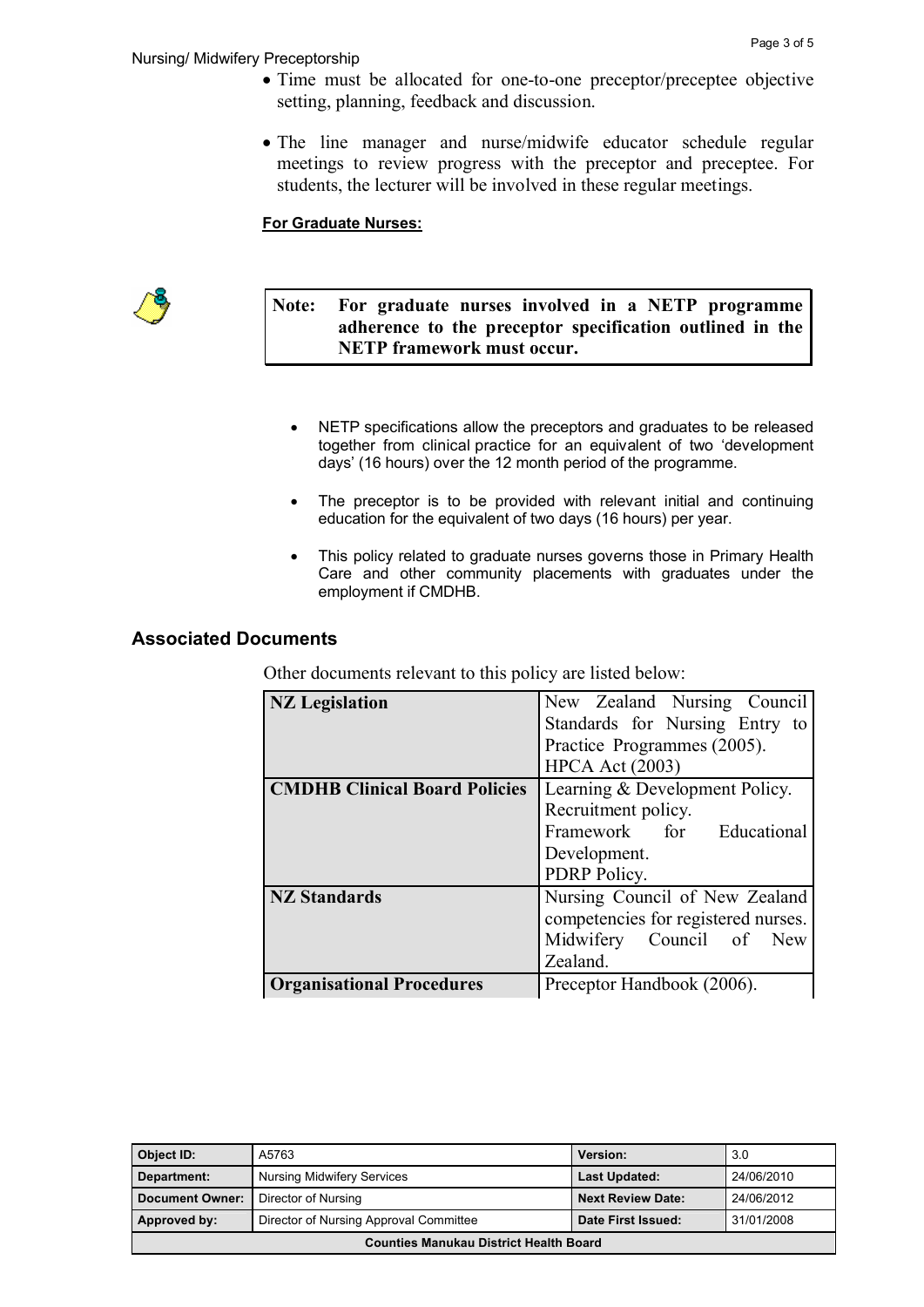- Time must be allocated for one-to-one preceptor/preceptee objective setting, planning, feedback and discussion.
- The line manager and nurse/midwife educator schedule regular meetings to review progress with the preceptor and preceptee. For students, the lecturer will be involved in these regular meetings.

**For Graduate Nurses:**

> **Note: For graduate nurses involved in a NETP programme adherence to the preceptor specification outlined in the NETP framework must occur.**

- NETP specifications allow the preceptors and graduates to be released together from clinical practice for an equivalent of two 'development days' (16 hours) over the 12 month period of the programme.
- The preceptor is to be provided with relevant initial and continuing education for the equivalent of two days (16 hours) per year.
- This policy related to graduate nurses governs those in Primary Health Care and other community placements with graduates under the employment if CMDHB.

## Associated Documents

Other documents relevant to this policy are listed below:

| | |
|---|---|
| **NZ Legislation** | New Zealand Nursing Council Standards for Nursing Entry to Practice Programmes (2005).<br>HPCA Act (2003) |
| **CMDHB Clinical Board Policies** | Learning & Development Policy.<br>Recruitment policy.<br>Framework for Educational Development.<br>PDRP Policy. |
| **NZ Standards** | Nursing Council of New Zealand competencies for registered nurses.<br>Midwifery Council of New Zealand. |
| **Organisational Procedures** | Preceptor Handbook (2006). |

| | | | |
|---|---|---|---|
| **Object ID:** | A5763 | **Version:** | 3.0 |
| **Department:** | Nursing Midwifery Services | **Last Updated:** | 24/06/2010 |
| **Document Owner:** | Director of Nursing | **Next Review Date:** | 24/06/2012 |
| **Approved by:** | Director of Nursing Approval Committee | **Date First Issued:** | 31/01/2008 |

**Counties Manukau District Health Board**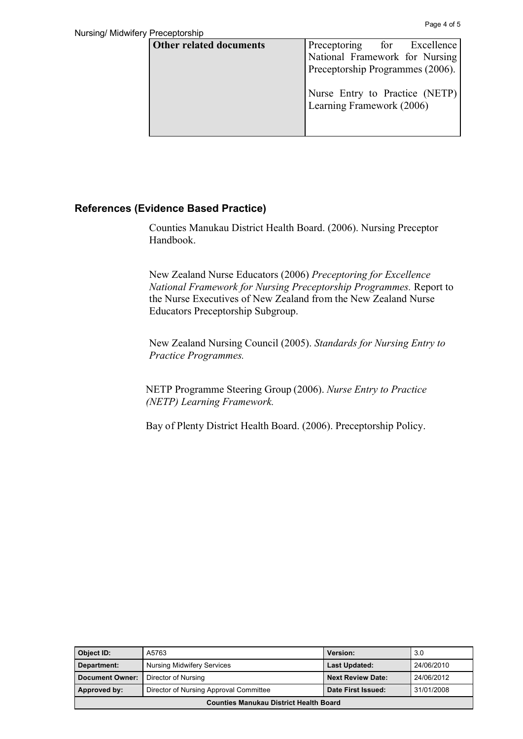| Other related documents | Preceptoring for Excellence National Framework for Nursing Preceptorship Programmes (2006).<br><br>Nurse Entry to Practice (NETP) Learning Framework (2006) |
|---|---|

## References (Evidence Based Practice)

Counties Manukau District Health Board. (2006). Nursing Preceptor Handbook.

New Zealand Nurse Educators (2006) *Preceptoring for Excellence National Framework for Nursing Preceptorship Programmes.* Report to the Nurse Executives of New Zealand from the New Zealand Nurse Educators Preceptorship Subgroup.

New Zealand Nursing Council (2005). *Standards for Nursing Entry to Practice Programmes.*

NETP Programme Steering Group (2006). *Nurse Entry to Practice (NETP) Learning Framework.*

Bay of Plenty District Health Board. (2006). Preceptorship Policy.

| Object ID: | A5763 | Version: | 3.0 |
|---|---|---|---|
| Department: | Nursing Midwifery Services | Last Updated: | 24/06/2010 |
| Document Owner: | Director of Nursing | Next Review Date: | 24/06/2012 |
| Approved by: | Director of Nursing Approval Committee | Date First Issued: | 31/01/2008 |
| Counties Manukau District Health Board | | | |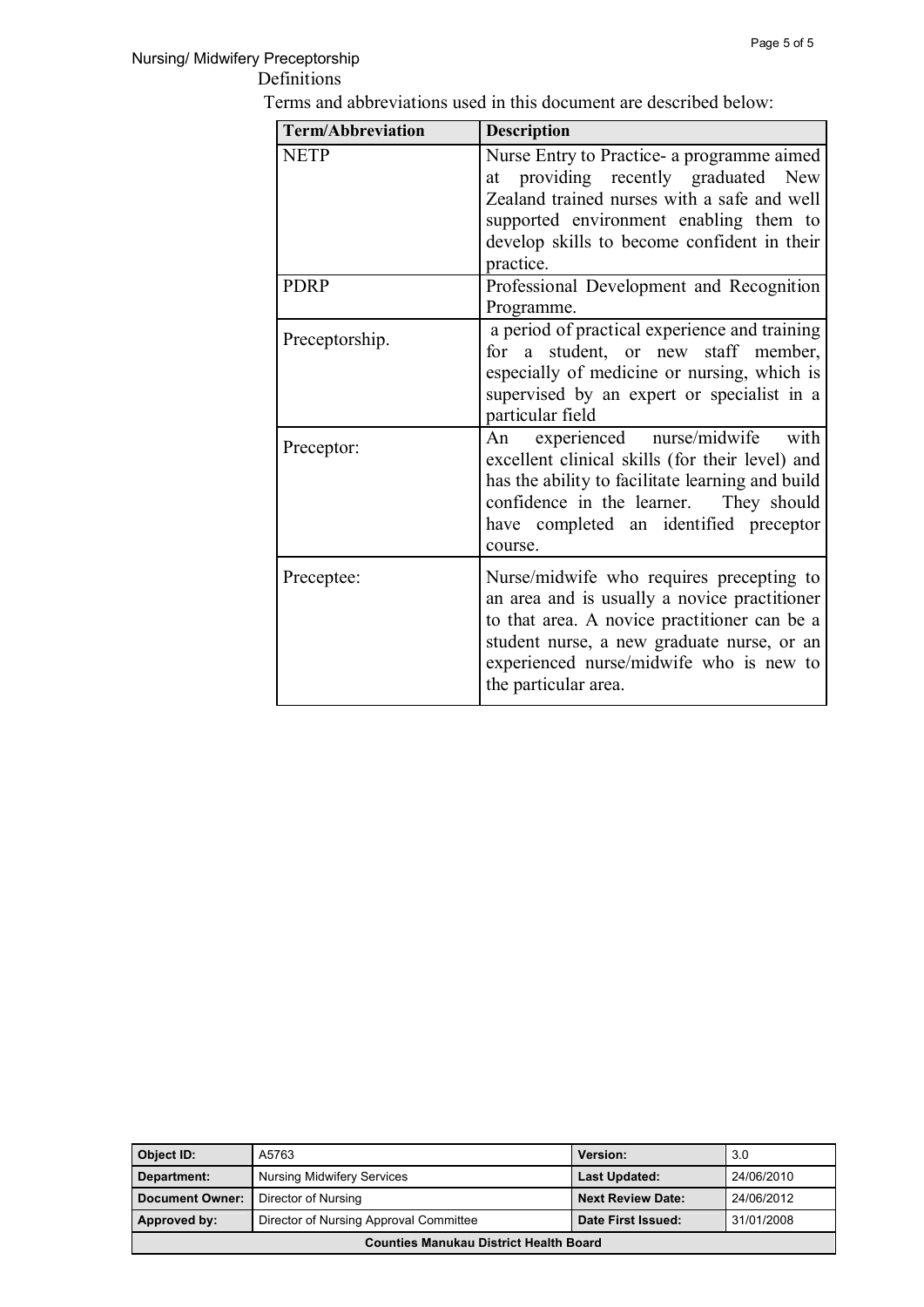## Definitions

Terms and abbreviations used in this document are described below:

| Term/Abbreviation | Description |
|---|---|
| NETP | Nurse Entry to Practice- a programme aimed at providing recently graduated New Zealand trained nurses with a safe and well supported environment enabling them to develop skills to become confident in their practice. |
| PDRP | Professional Development and Recognition Programme. |
| Preceptorship. | a period of practical experience and training for a student, or new staff member, especially of medicine or nursing, which is supervised by an expert or specialist in a particular field |
| Preceptor: | An experienced nurse/midwife with excellent clinical skills (for their level) and has the ability to facilitate learning and build confidence in the learner. They should have completed an identified preceptor course. |
| Preceptee: | Nurse/midwife who requires precepting to an area and is usually a novice practitioner to that area. A novice practitioner can be a student nurse, a new graduate nurse, or an experienced nurse/midwife who is new to the particular area. |